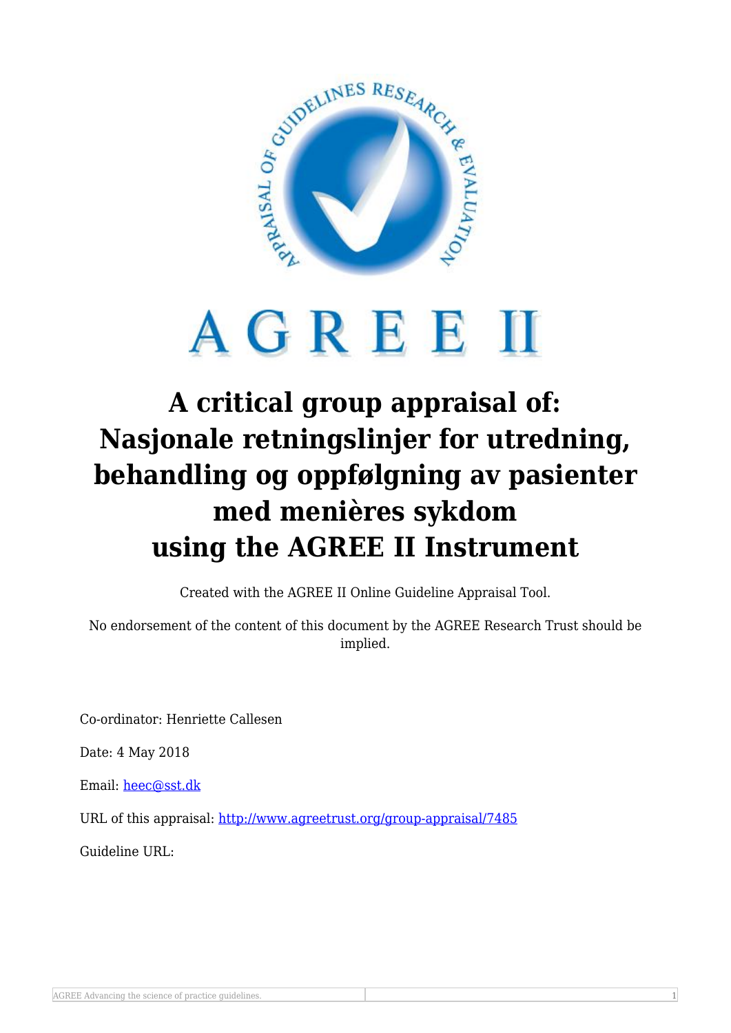# A critical group appraisal of: Nasjonale retningslinjer for utredning, behandling og oppfølgning av pasienter med menières sykdom using the AGREE II Instrument

Created with the AGREE II Online Guideline Appraisal Tool.

No endorsement of the content of this document by the AGREE Research Trust should be implied.

Co-ordinator: Henriette Callesen

Date: 4 May 2018

Email: heec@sst.dk

URL of this appraisal: http://www.agreetrust.org/group-appraisal/7485

Guideline URL: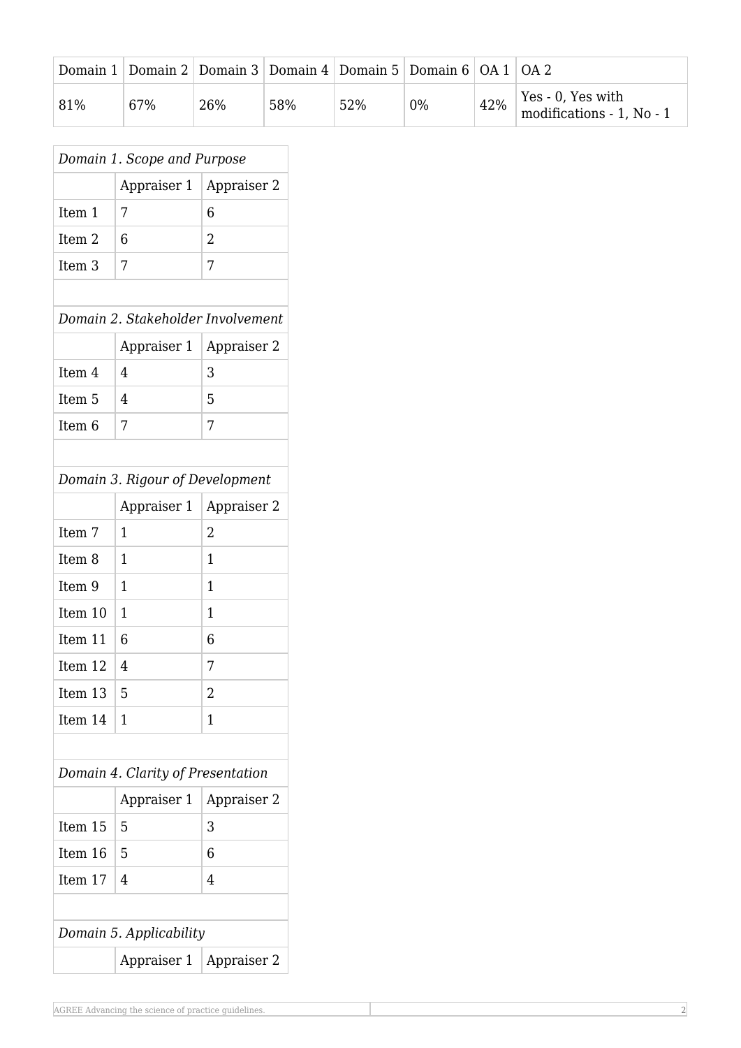| Domain 1 | Domain 2 | Domain 3 | Domain 4 | Domain 5 | Domain 6 | OA 1 | OA 2 |
|---|---|---|---|---|---|---|---|
| 81% | 67% | 26% | 58% | 52% | 0% | 42% | Yes - 0, Yes with modifications - 1, No - 1 |

*Domain 1. Scope and Purpose*

| | Appraiser 1 | Appraiser 2 |
|---|---|---|
| Item 1 | 7 | 6 |
| Item 2 | 6 | 2 |
| Item 3 | 7 | 7 |

*Domain 2. Stakeholder Involvement*

| | Appraiser 1 | Appraiser 2 |
|---|---|---|
| Item 4 | 4 | 3 |
| Item 5 | 4 | 5 |
| Item 6 | 7 | 7 |

*Domain 3. Rigour of Development*

| | Appraiser 1 | Appraiser 2 |
|---|---|---|
| Item 7 | 1 | 2 |
| Item 8 | 1 | 1 |
| Item 9 | 1 | 1 |
| Item 10 | 1 | 1 |
| Item 11 | 6 | 6 |
| Item 12 | 4 | 7 |
| Item 13 | 5 | 2 |
| Item 14 | 1 | 1 |

*Domain 4. Clarity of Presentation*

| | Appraiser 1 | Appraiser 2 |
|---|---|---|
| Item 15 | 5 | 3 |
| Item 16 | 5 | 6 |
| Item 17 | 4 | 4 |

*Domain 5. Applicability*

| | Appraiser 1 | Appraiser 2 |
|---|---|---|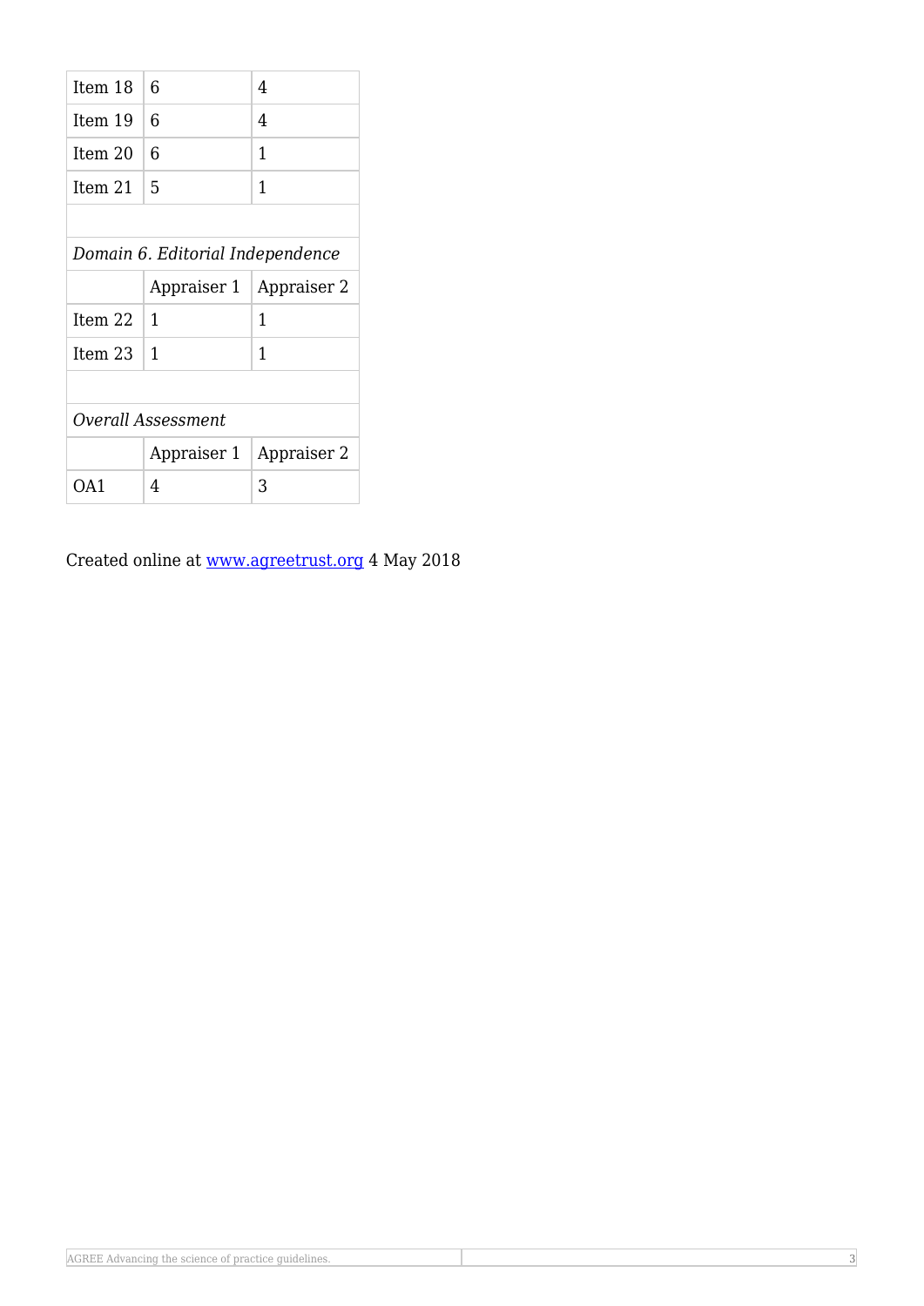| | | |
|---|---|---|
| Item 18 | 6 | 4 |
| Item 19 | 6 | 4 |
| Item 20 | 6 | 1 |
| Item 21 | 5 | 1 |
| | | |
| *Domain 6. Editorial Independence* | | |
| | Appraiser 1 | Appraiser 2 |
| Item 22 | 1 | 1 |
| Item 23 | 1 | 1 |
| | | |
| *Overall Assessment* | | |
| | Appraiser 1 | Appraiser 2 |
| OA1 | 4 | 3 |

Created online at [www.agreetrust.org](http://www.agreetrust.org) 4 May 2018